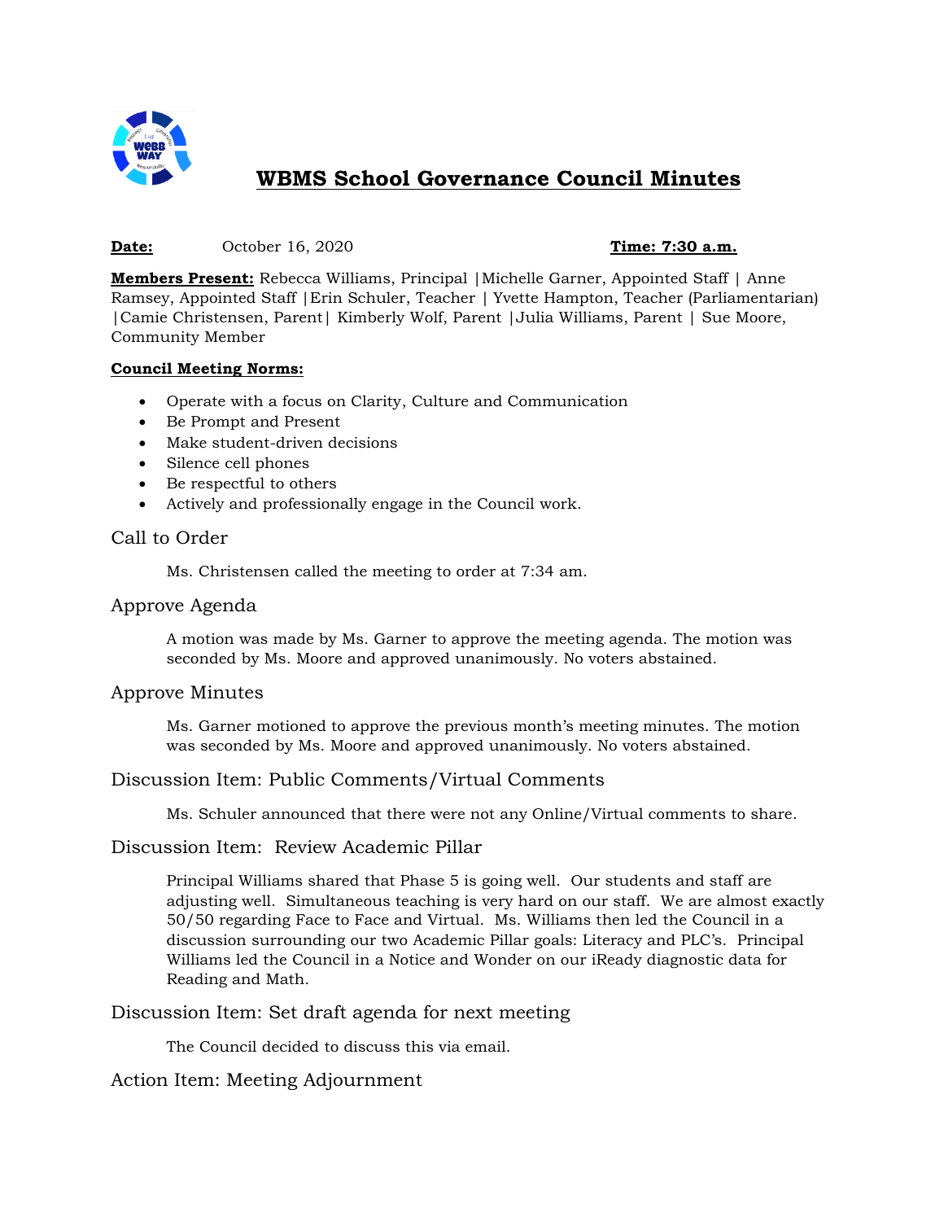# WBMS School Governance Council Minutes

**Date:** October 16, 2020 **Time: 7:30 a.m.**

**Members Present:** Rebecca Williams, Principal |Michelle Garner, Appointed Staff | Anne Ramsey, Appointed Staff |Erin Schuler, Teacher | Yvette Hampton, Teacher (Parliamentarian) |Camie Christensen, Parent| Kimberly Wolf, Parent |Julia Williams, Parent | Sue Moore, Community Member

**Council Meeting Norms:**

- Operate with a focus on Clarity, Culture and Communication
- Be Prompt and Present
- Make student-driven decisions
- Silence cell phones
- Be respectful to others
- Actively and professionally engage in the Council work.

## Call to Order

Ms. Christensen called the meeting to order at 7:34 am.

## Approve Agenda

A motion was made by Ms. Garner to approve the meeting agenda. The motion was seconded by Ms. Moore and approved unanimously. No voters abstained.

## Approve Minutes

Ms. Garner motioned to approve the previous month's meeting minutes. The motion was seconded by Ms. Moore and approved unanimously. No voters abstained.

## Discussion Item: Public Comments/Virtual Comments

Ms. Schuler announced that there were not any Online/Virtual comments to share.

## Discussion Item: Review Academic Pillar

Principal Williams shared that Phase 5 is going well. Our students and staff are adjusting well. Simultaneous teaching is very hard on our staff. We are almost exactly 50/50 regarding Face to Face and Virtual. Ms. Williams then led the Council in a discussion surrounding our two Academic Pillar goals: Literacy and PLC's. Principal Williams led the Council in a Notice and Wonder on our iReady diagnostic data for Reading and Math.

## Discussion Item: Set draft agenda for next meeting

The Council decided to discuss this via email.

## Action Item: Meeting Adjournment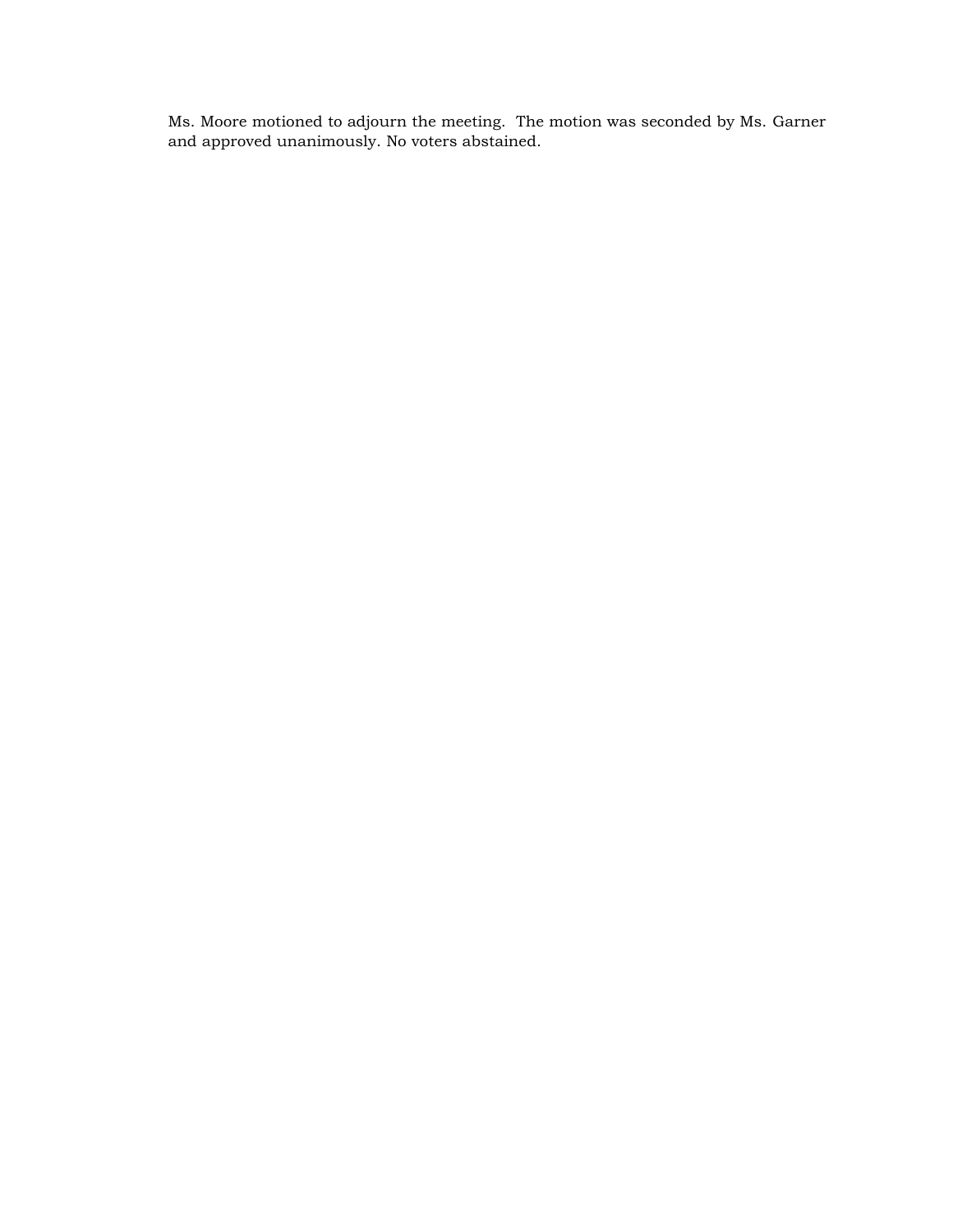Ms. Moore motioned to adjourn the meeting. The motion was seconded by Ms. Garner and approved unanimously. No voters abstained.